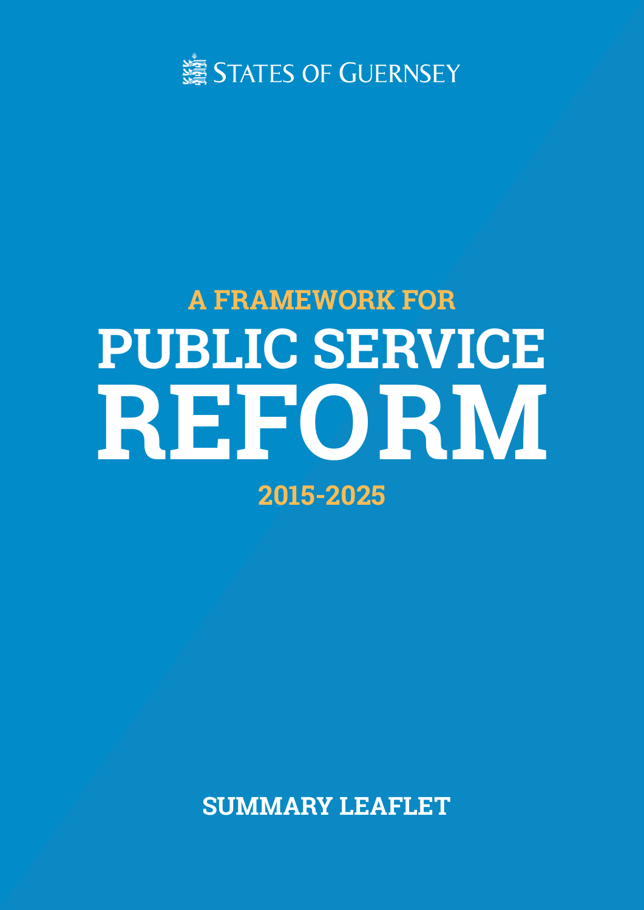States of Guernsey

A FRAMEWORK FOR

# PUBLIC SERVICE REFORM

2015-2025

SUMMARY LEAFLET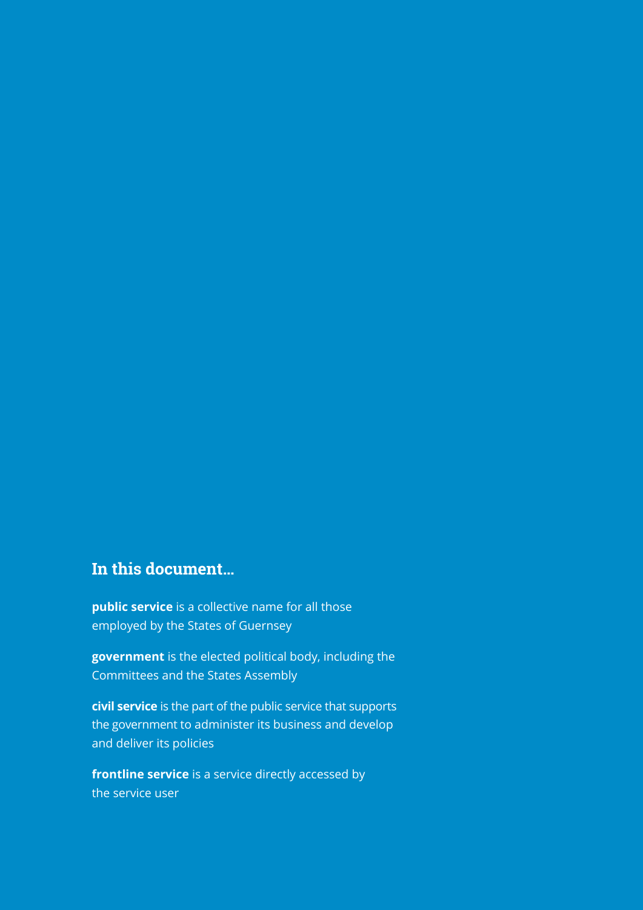## In this document...

**public service** is a collective name for all those employed by the States of Guernsey

**government** is the elected political body, including the Committees and the States Assembly

**civil service** is the part of the public service that supports the government to administer its business and develop and deliver its policies

**frontline service** is a service directly accessed by the service user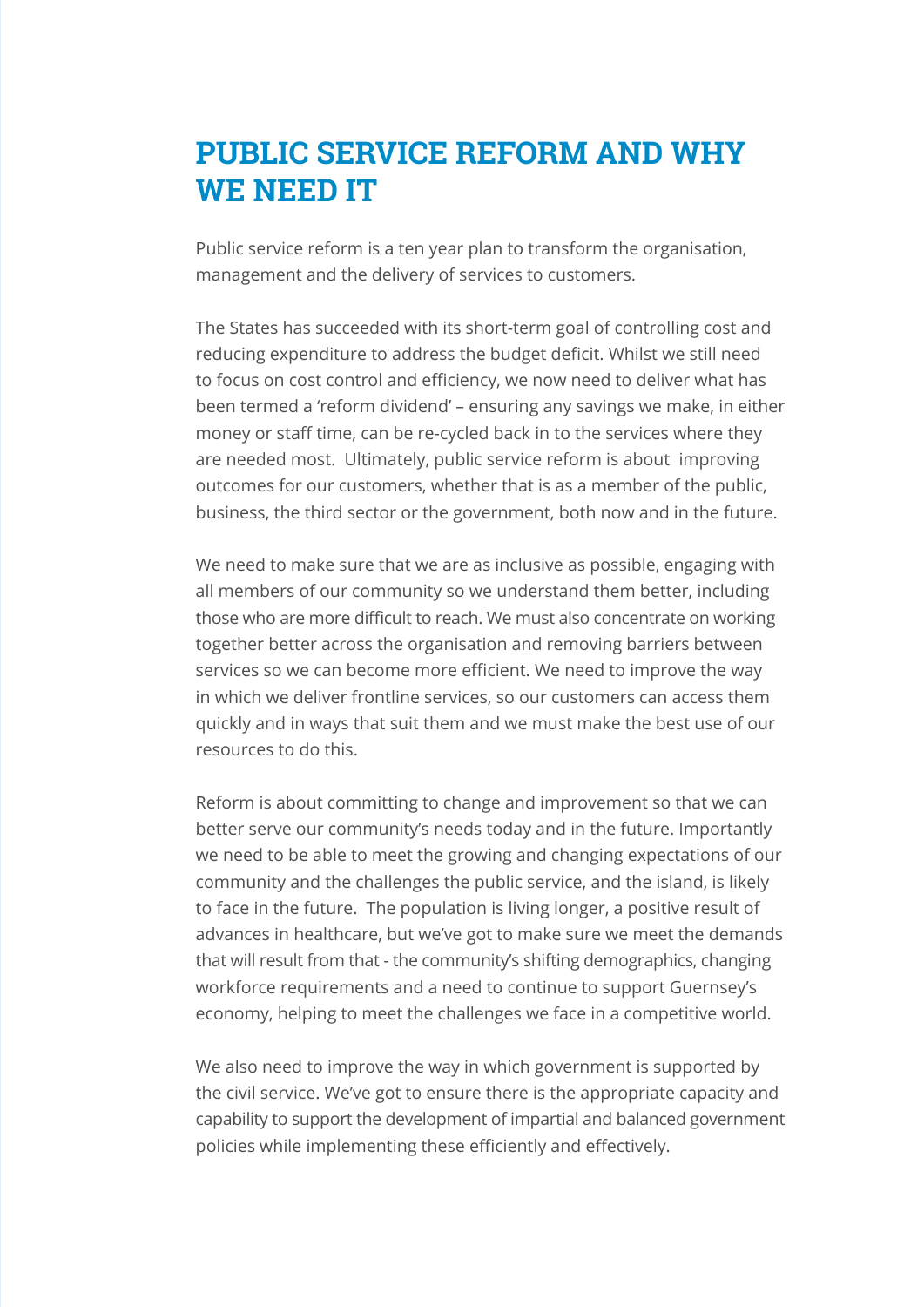# PUBLIC SERVICE REFORM AND WHY WE NEED IT

Public service reform is a ten year plan to transform the organisation, management and the delivery of services to customers.

The States has succeeded with its short-term goal of controlling cost and reducing expenditure to address the budget deficit. Whilst we still need to focus on cost control and efficiency, we now need to deliver what has been termed a 'reform dividend' – ensuring any savings we make, in either money or staff time, can be re-cycled back in to the services where they are needed most. Ultimately, public service reform is about improving outcomes for our customers, whether that is as a member of the public, business, the third sector or the government, both now and in the future.

We need to make sure that we are as inclusive as possible, engaging with all members of our community so we understand them better, including those who are more difficult to reach. We must also concentrate on working together better across the organisation and removing barriers between services so we can become more efficient. We need to improve the way in which we deliver frontline services, so our customers can access them quickly and in ways that suit them and we must make the best use of our resources to do this.

Reform is about committing to change and improvement so that we can better serve our community's needs today and in the future. Importantly we need to be able to meet the growing and changing expectations of our community and the challenges the public service, and the island, is likely to face in the future. The population is living longer, a positive result of advances in healthcare, but we've got to make sure we meet the demands that will result from that - the community's shifting demographics, changing workforce requirements and a need to continue to support Guernsey's economy, helping to meet the challenges we face in a competitive world.

We also need to improve the way in which government is supported by the civil service. We've got to ensure there is the appropriate capacity and capability to support the development of impartial and balanced government policies while implementing these efficiently and effectively.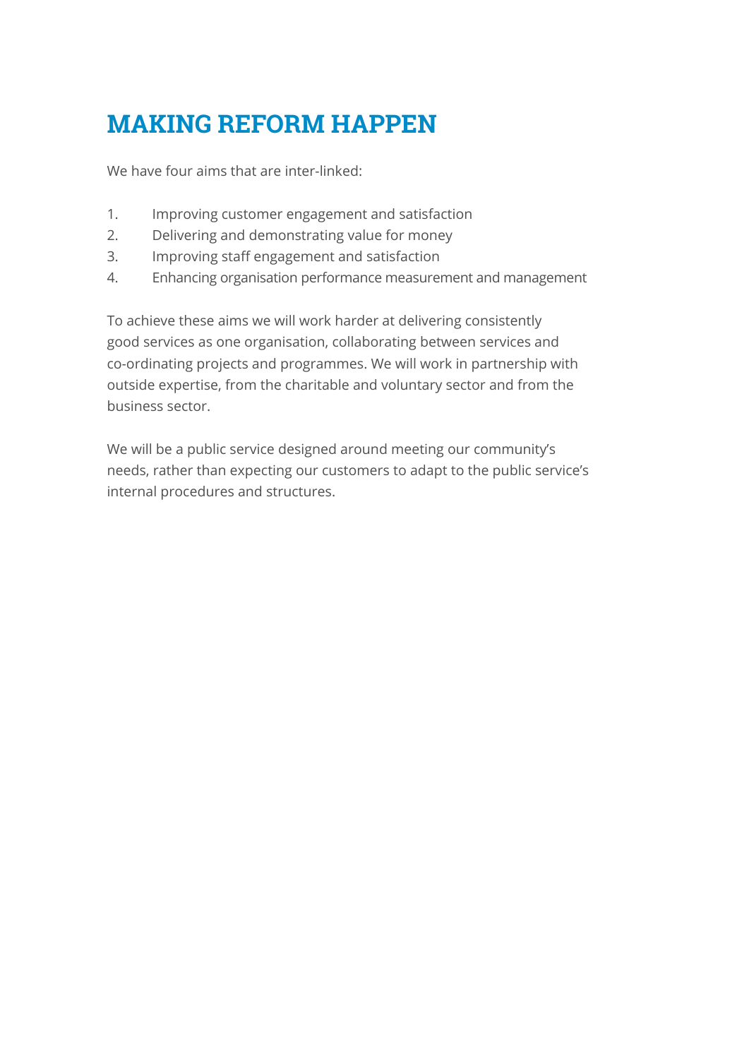# MAKING REFORM HAPPEN

We have four aims that are inter-linked:

1. Improving customer engagement and satisfaction
2. Delivering and demonstrating value for money
3. Improving staff engagement and satisfaction
4. Enhancing organisation performance measurement and management

To achieve these aims we will work harder at delivering consistently good services as one organisation, collaborating between services and co-ordinating projects and programmes. We will work in partnership with outside expertise, from the charitable and voluntary sector and from the business sector.

We will be a public service designed around meeting our community's needs, rather than expecting our customers to adapt to the public service's internal procedures and structures.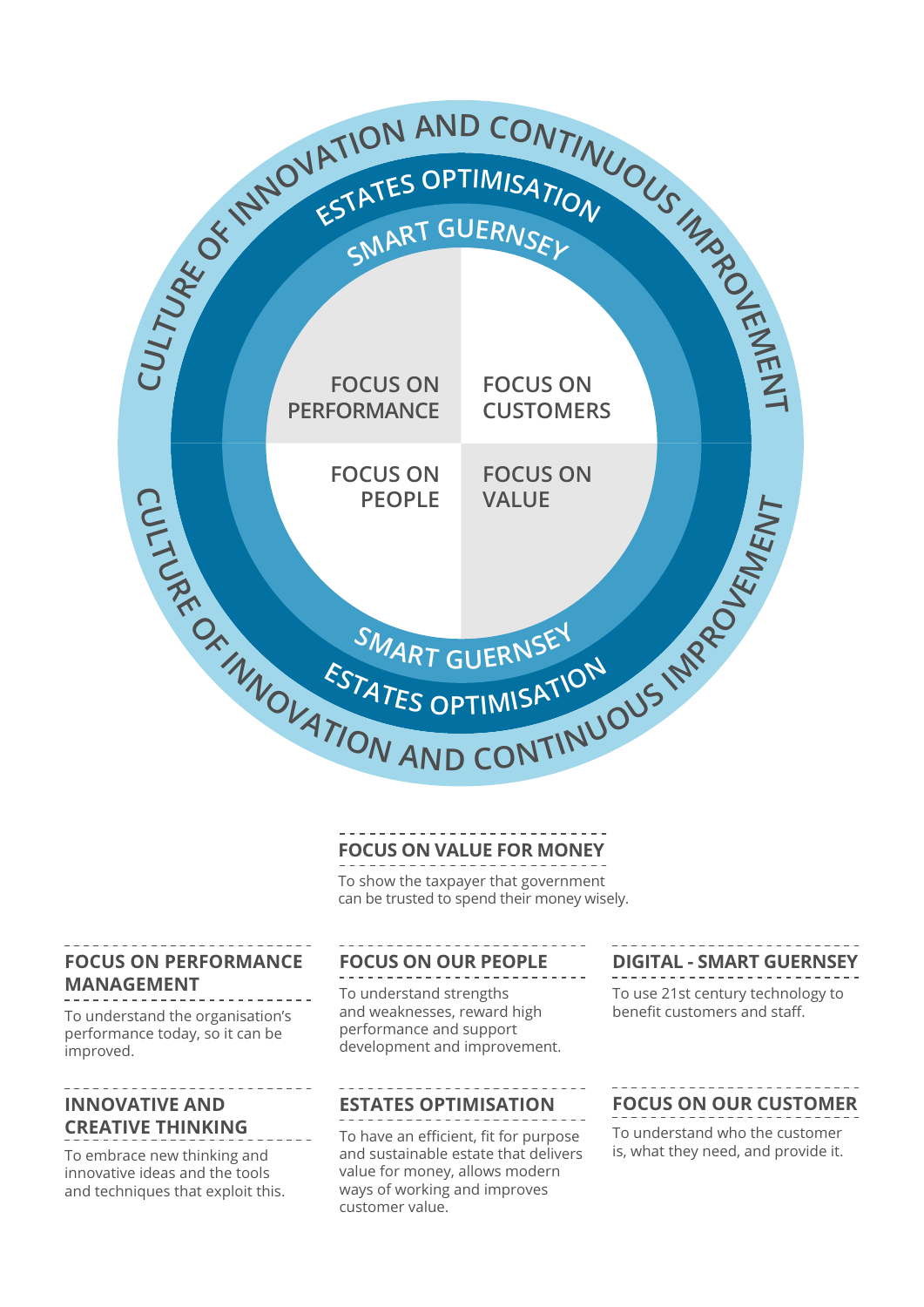CULTURE OF INNOVATION AND CONTINUOUS IMPROVEMENT

ESTATES OPTIMISATION

SMART GUERNSEY

FOCUS ON PERFORMANCE

FOCUS ON CUSTOMERS

FOCUS ON PEOPLE

FOCUS ON VALUE

SMART GUERNSEY

ESTATES OPTIMISATION

CULTURE OF INNOVATION AND CONTINUOUS IMPROVEMENT

### FOCUS ON VALUE FOR MONEY

To show the taxpayer that government can be trusted to spend their money wisely.

### FOCUS ON PERFORMANCE MANAGEMENT

To understand the organisation's performance today, so it can be improved.

### FOCUS ON OUR PEOPLE

To understand strengths and weaknesses, reward high performance and support development and improvement.

### DIGITAL - SMART GUERNSEY

To use 21st century technology to benefit customers and staff.

### INNOVATIVE AND CREATIVE THINKING

To embrace new thinking and innovative ideas and the tools and techniques that exploit this.

### ESTATES OPTIMISATION

To have an efficient, fit for purpose and sustainable estate that delivers value for money, allows modern ways of working and improves customer value.

### FOCUS ON OUR CUSTOMER

To understand who the customer is, what they need, and provide it.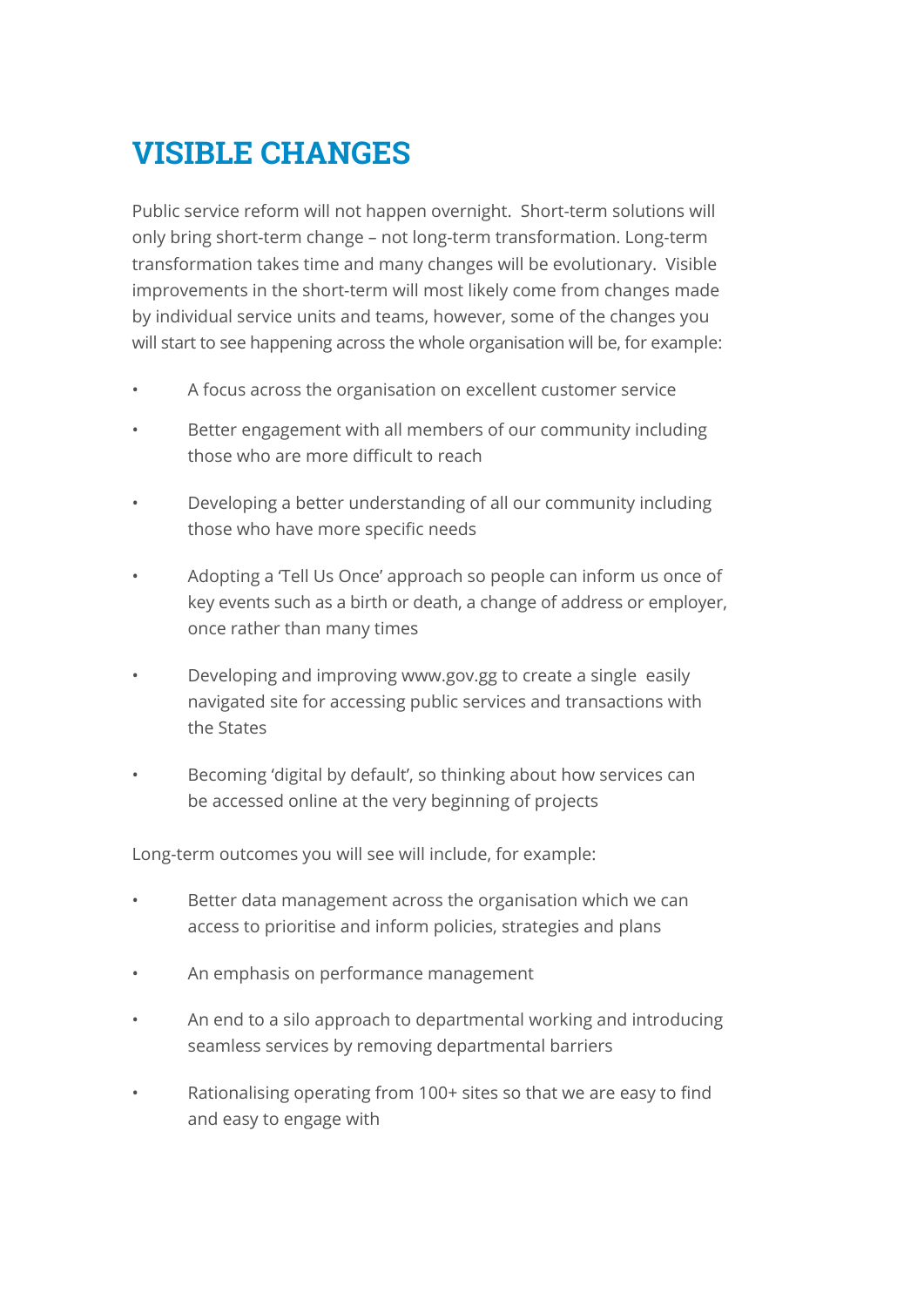# VISIBLE CHANGES

Public service reform will not happen overnight.  Short-term solutions will only bring short-term change – not long-term transformation. Long-term transformation takes time and many changes will be evolutionary.  Visible improvements in the short-term will most likely come from changes made by individual service units and teams, however, some of the changes you will start to see happening across the whole organisation will be, for example:

- A focus across the organisation on excellent customer service
- Better engagement with all members of our community including those who are more difficult to reach
- Developing a better understanding of all our community including those who have more specific needs
- Adopting a 'Tell Us Once' approach so people can inform us once of key events such as a birth or death, a change of address or employer, once rather than many times
- Developing and improving www.gov.gg to create a single  easily navigated site for accessing public services and transactions with the States
- Becoming 'digital by default', so thinking about how services can be accessed online at the very beginning of projects

Long-term outcomes you will see will include, for example:

- Better data management across the organisation which we can access to prioritise and inform policies, strategies and plans
- An emphasis on performance management
- An end to a silo approach to departmental working and introducing seamless services by removing departmental barriers
- Rationalising operating from 100+ sites so that we are easy to find and easy to engage with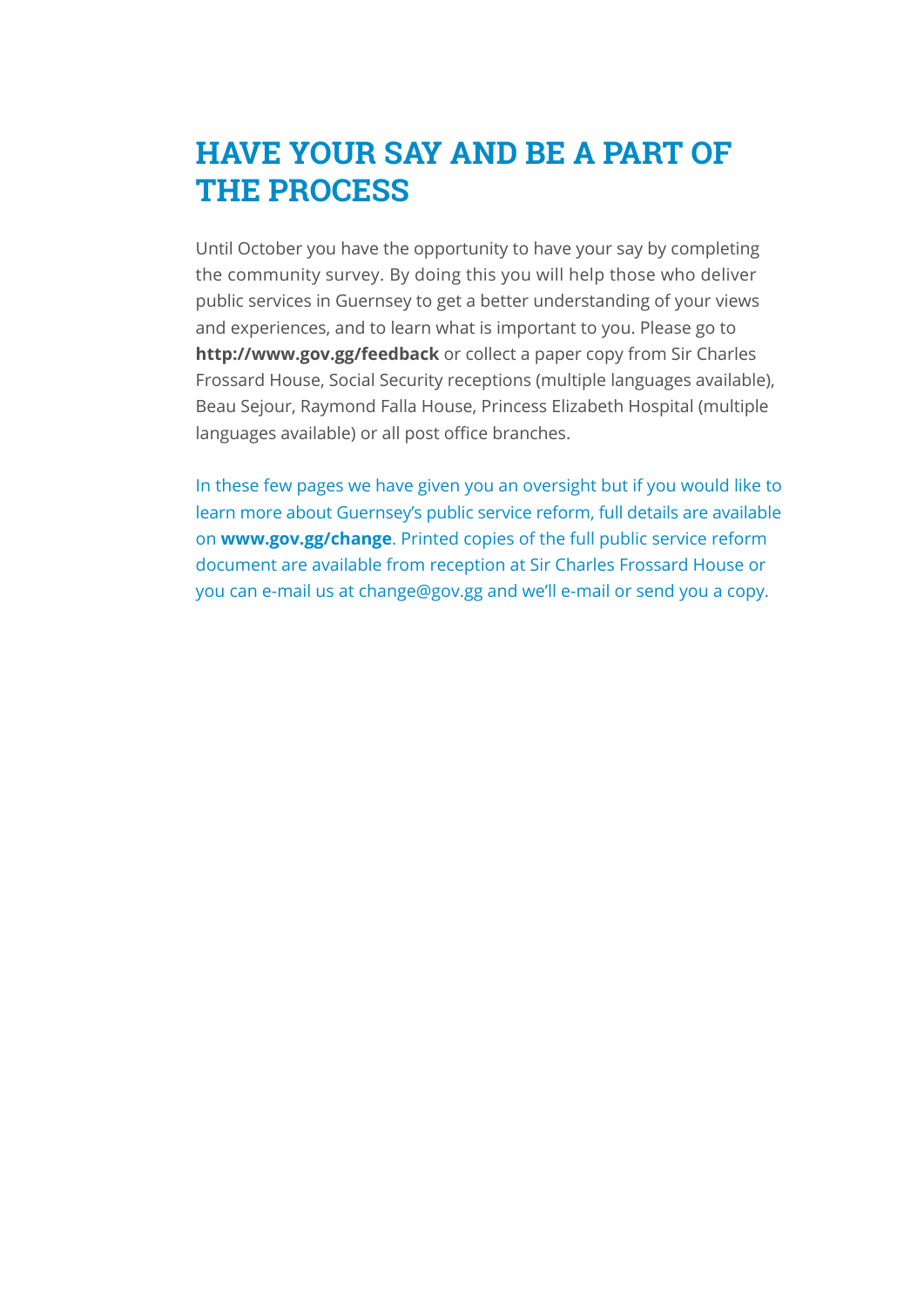# HAVE YOUR SAY AND BE A PART OF THE PROCESS

Until October you have the opportunity to have your say by completing the community survey. By doing this you will help those who deliver public services in Guernsey to get a better understanding of your views and experiences, and to learn what is important to you. Please go to **http://www.gov.gg/feedback** or collect a paper copy from Sir Charles Frossard House, Social Security receptions (multiple languages available), Beau Sejour, Raymond Falla House, Princess Elizabeth Hospital (multiple languages available) or all post office branches.

In these few pages we have given you an oversight but if you would like to learn more about Guernsey's public service reform, full details are available on **www.gov.gg/change**. Printed copies of the full public service reform document are available from reception at Sir Charles Frossard House or you can e-mail us at change@gov.gg and we'll e-mail or send you a copy.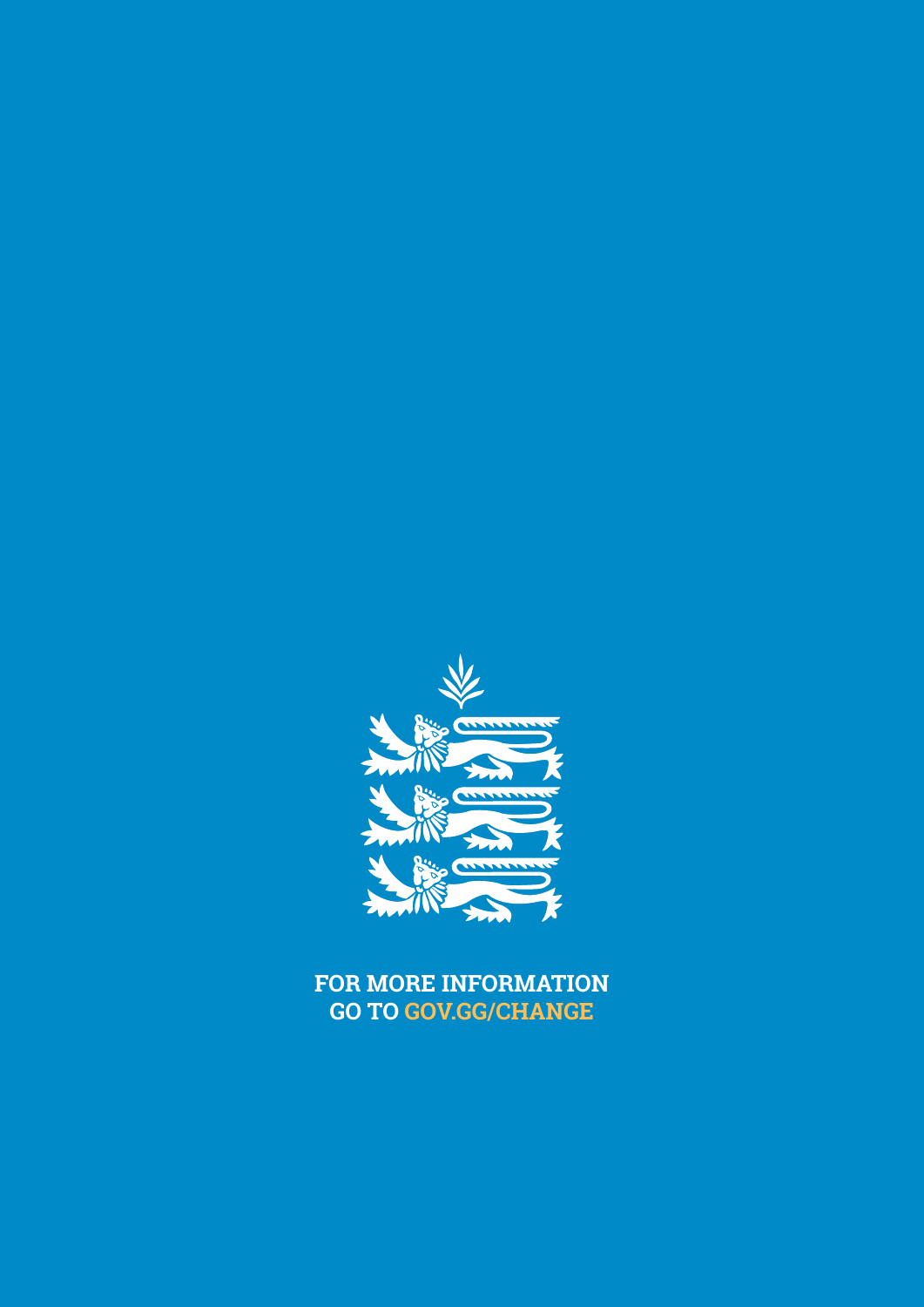FOR MORE INFORMATION
GO TO GOV.GG/CHANGE